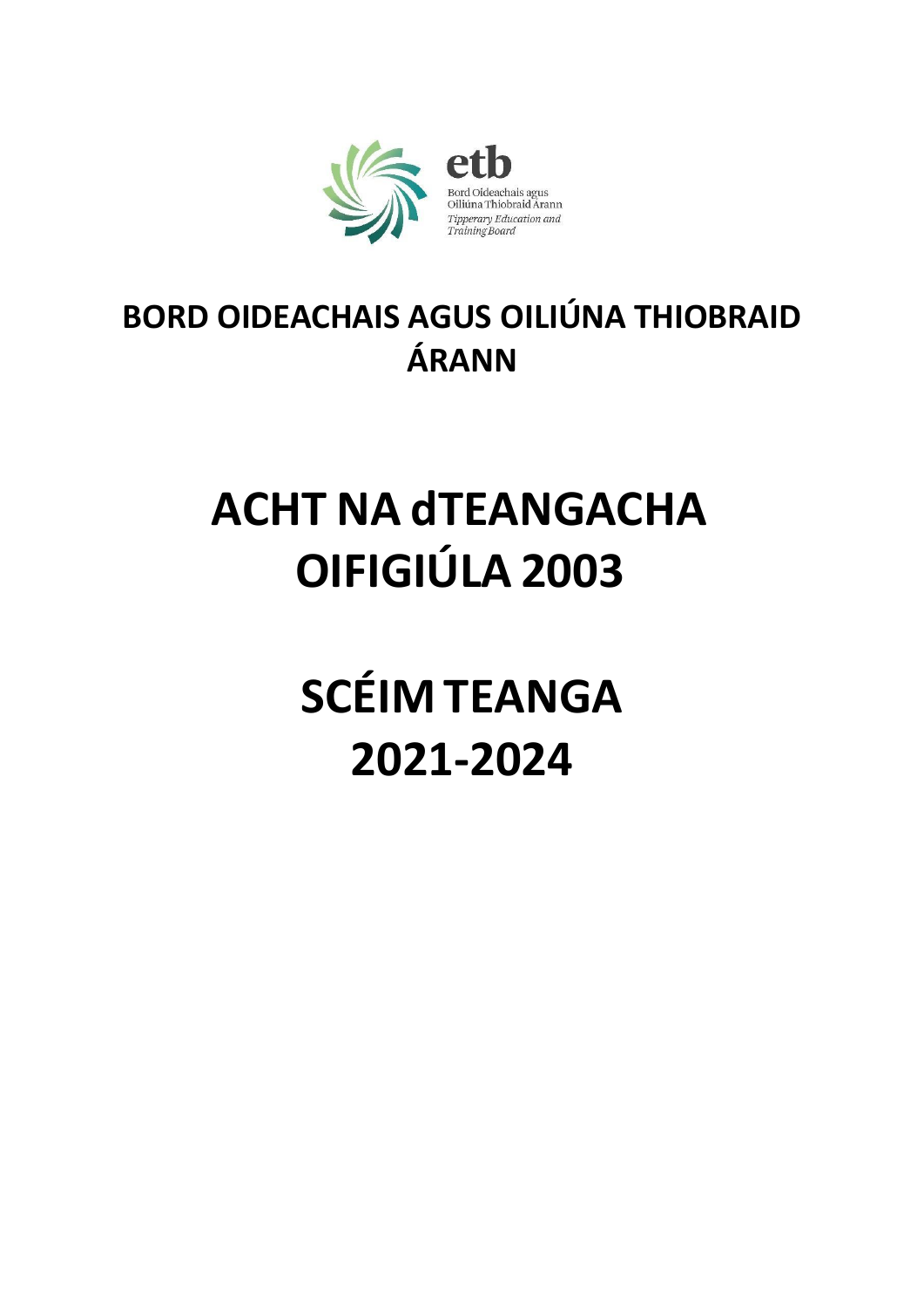etb

Bord Oideachais agus Oiliúna Thiobraid Árann

*Tipperary Education and Training Board*

## BORD OIDEACHAIS AGUS OILIÚNA THIOBRAID ÁRANN

# ACHT NA dTEANGACHA OIFIGIÚLA 2003

# SCÉIM TEANGA 2021-2024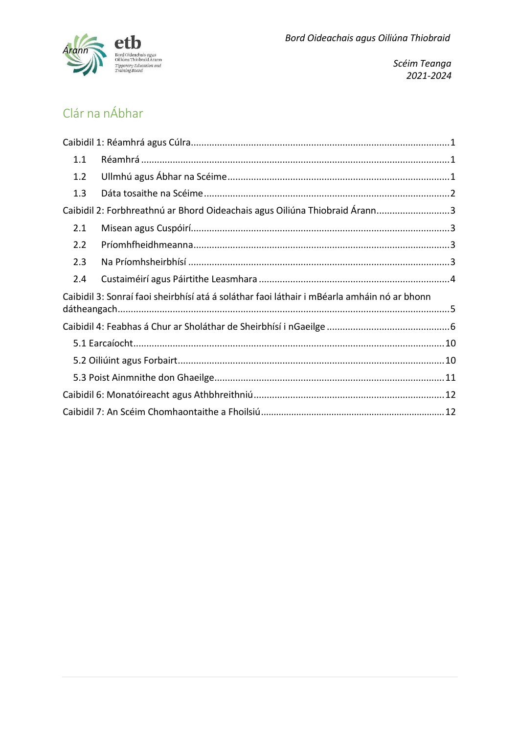## Clár na nÁbhar

Caibidil 1: Réamhrá agus Cúlra.....1

- 1.1 Réamhrá.....1
- 1.2 Ullmhú agus Ábhar na Scéime.....1
- 1.3 Dáta tosaithe na Scéime.....2

Caibidil 2: Forbhreathnú ar Bhord Oideachais agus Oiliúna Thiobraid Árann.....3

- 2.1 Misean agus Cuspóirí.....3
- 2.2 Príomhfheidhmeanna.....3
- 2.3 Na Príomhsheirbhísí.....3
- 2.4 Custaiméirí agus Páirtithe Leasmhara.....4

Caibidil 3: Sonraí faoi sheirbhísí atá á soláthar faoi láthair i mBéarla amháin nó ar bhonn dátheangach.....5

Caibidil 4: Feabhas á Chur ar Sholáthar de Sheirbhísí i nGaeilge.....6

- 5.1 Earcaíocht.....10
- 5.2 Oiliúint agus Forbairt.....10
- 5.3 Poist Ainmnithe don Ghaeilge.....11

Caibidil 6: Monatóireacht agus Athbhreithniú.....12

Caibidil 7: An Scéim Chomhaontaithe a Fhoilsiú.....12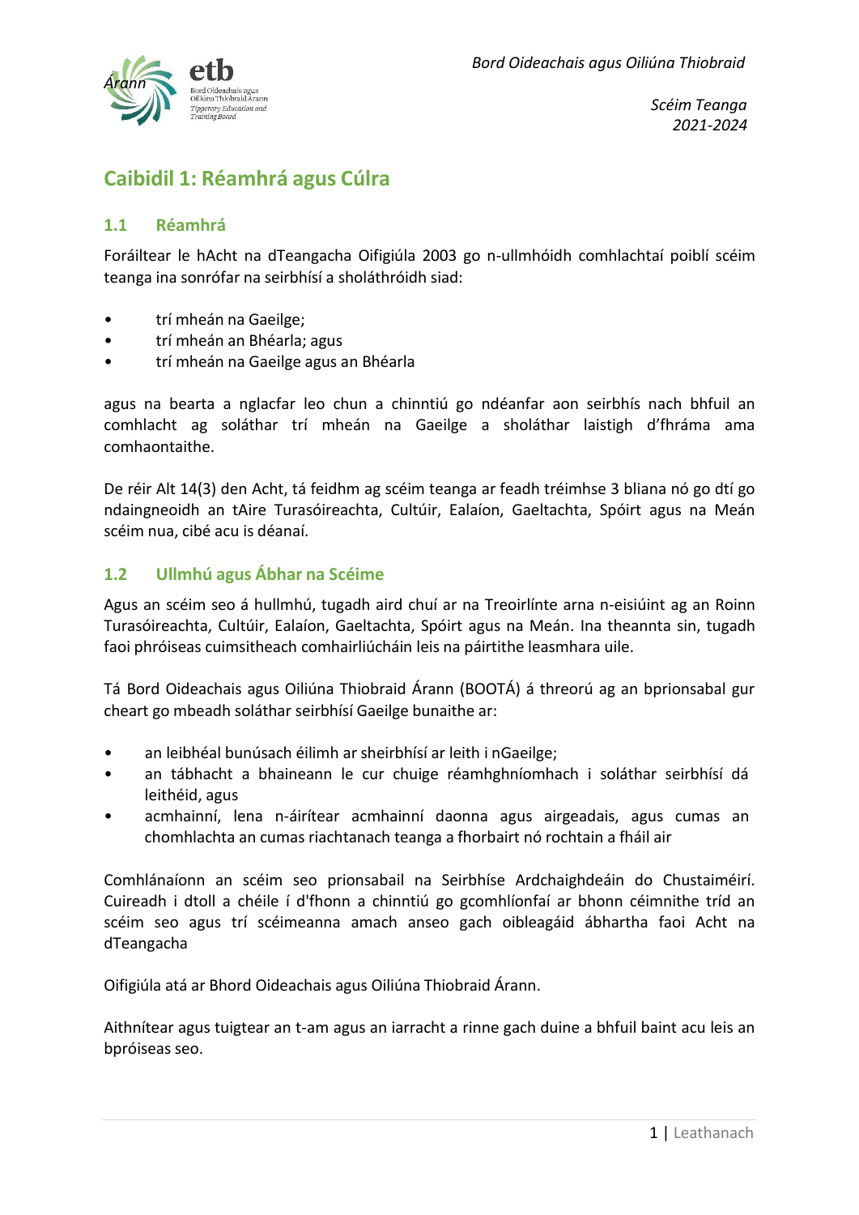# Caibidil 1: Réamhrá agus Cúlra

## 1.1 Réamhrá

Foráiltear le hAcht na dTeangacha Oifigiúla 2003 go n-ullmhóidh comhlachtaí poiblí scéim teanga ina sonrófar na seirbhísí a sholáthróidh siad:

- trí mheán na Gaeilge;
- trí mheán an Bhéarla; agus
- trí mheán na Gaeilge agus an Bhéarla

agus na bearta a nglacfar leo chun a chinntiú go ndéanfar aon seirbhís nach bhfuil an comhlacht ag soláthar trí mheán na Gaeilge a sholáthar laistigh d'fhráma ama comhaontaithe.

De réir Alt 14(3) den Acht, tá feidhm ag scéim teanga ar feadh tréimhse 3 bliana nó go dtí go ndaingneoidh an tAire Turasóireachta, Cultúir, Ealaíon, Gaeltachta, Spóirt agus na Meán scéim nua, cibé acu is déanaí.

## 1.2 Ullmhú agus Ábhar na Scéime

Agus an scéim seo á hullmhú, tugadh aird chuí ar na Treoirlínte arna n-eisiúint ag an Roinn Turasóireachta, Cultúir, Ealaíon, Gaeltachta, Spóirt agus na Meán. Ina theannta sin, tugadh faoi phróiseas cuimsitheach comhairliúcháin leis na páirtithe leasmhara uile.

Tá Bord Oideachais agus Oiliúna Thiobraid Árann (BOOTÁ) á threorú ag an bprionsabal gur cheart go mbeadh soláthar seirbhísí Gaeilge bunaithe ar:

- an leibhéal bunúsach éilimh ar sheirbhísí ar leith i nGaeilge;
- an tábhacht a bhaineann le cur chuige réamhghníomhach i soláthar seirbhísí dá leithéid, agus
- acmhainní, lena n-áirítear acmhainní daonna agus airgeadais, agus cumas an chomhlachta an cumas riachtanach teanga a fhorbairt nó rochtain a fháil air

Comhlánaíonn an scéim seo prionsabail na Seirbhíse Ardchaighdeáin do Chustaiméirí. Cuireadh i dtoll a chéile í d'fhonn a chinntiú go gcomhlíonfaí ar bhonn céimnithe tríd an scéim seo agus trí scéimeanna amach anseo gach oibleagáid ábhartha faoi Acht na dTeangacha

Oifigiúla atá ar Bhord Oideachais agus Oiliúna Thiobraid Árann.

Aithnítear agus tuigtear an t-am agus an iarracht a rinne gach duine a bhfuil baint acu leis an bpróiseas seo.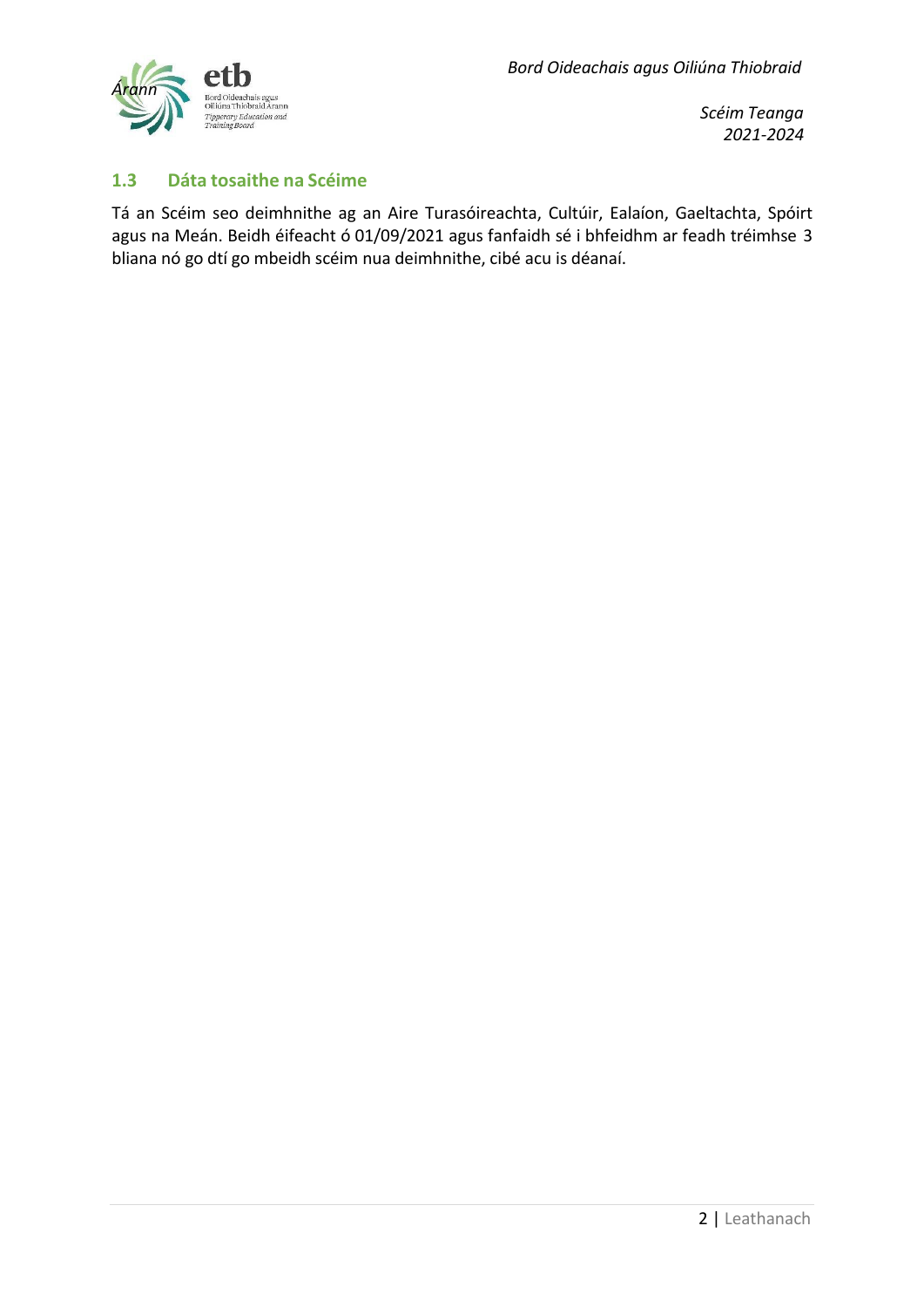### 1.3 Dáta tosaithe na Scéime

Tá an Scéim seo deimhnithe ag an Aire Turasóireachta, Cultúir, Ealaíon, Gaeltachta, Spóirt agus na Meán. Beidh éifeacht ó 01/09/2021 agus fanfaidh sé i bhfeidhm ar feadh tréimhse 3 bliana nó go dtí go mbeidh scéim nua deimhnithe, cibé acu is déanaí.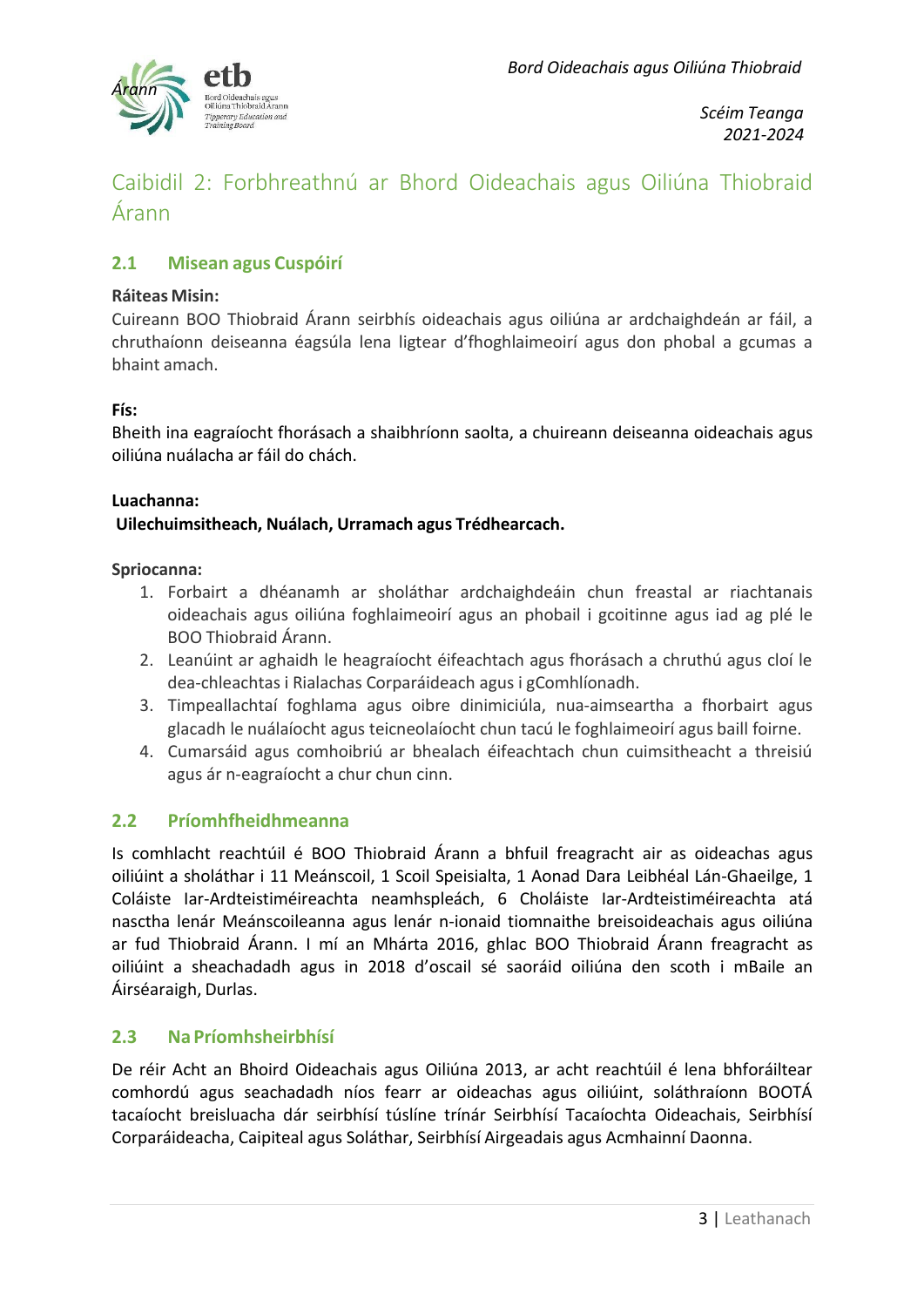# Caibidil 2: Forbhreathnú ar Bhord Oideachais agus Oiliúna Thiobraid Árann

## 2.1 Misean agus Cuspóirí

**Ráiteas Misin:**
Cuireann BOO Thiobraid Árann seirbhís oideachais agus oiliúna ar ardchaighdeán ar fáil, a chruthaíonn deiseanna éagsúla lena ligtear d'fhoghlaimeoirí agus don phobal a gcumas a bhaint amach.

**Fís:**
Bheith ina eagraíocht fhorásach a shaibhríonn saolta, a chuireann deiseanna oideachais agus oiliúna nuálacha ar fáil do chách.

**Luachanna:**
**Uilechuimsitheach, Nuálach, Urramach agus Trédhearcach.**

**Spriocanna:**

1. Forbairt a dhéanamh ar sholáthar ardchaighdeáin chun freastal ar riachtanais oideachais agus oiliúna foghlaimeoirí agus an phobail i gcoitinne agus iad ag plé le BOO Thiobraid Árann.
2. Leanúint ar aghaidh le heagraíocht éifeachtach agus fhorásach a chruthú agus cloí le dea-chleachtas i Rialachas Corparáideach agus i gComhlíonadh.
3. Timpeallachtaí foghlama agus oibre dinimiciúla, nua-aimseartha a fhorbairt agus glacadh le nuálaíocht agus teicneolaíocht chun tacú le foghlaimeoirí agus baill foirne.
4. Cumarsáid agus comhoibriú ar bhealach éifeachtach chun cuimsitheacht a threisiú agus ár n-eagraíocht a chur chun cinn.

## 2.2 Príomhfheidhmeanna

Is comhlacht reachtúil é BOO Thiobraid Árann a bhfuil freagracht air as oideachas agus oiliúint a sholáthar i 11 Meánscoil, 1 Scoil Speisialta, 1 Aonad Dara Leibhéal Lán-Ghaeilge, 1 Coláiste Iar-Ardteistiméireachta neamhspleách, 6 Choláiste Iar-Ardteistiméireachta atá nasctha lenár Meánscoileanna agus lenár n-ionaid tiomnaithe breisoideachais agus oiliúna ar fud Thiobraid Árann. I mí an Mhárta 2016, ghlac BOO Thiobraid Árann freagracht as oiliúint a sheachadadh agus in 2018 d'oscail sé saoráid oiliúna den scoth i mBaile an Áirséaraigh, Durlas.

## 2.3 Na Príomhsheirbhísí

De réir Acht an Bhoird Oideachais agus Oiliúna 2013, ar acht reachtúil é lena bhforáiltear comhordú agus seachadadh níos fearr ar oideachas agus oiliúint, soláthraíonn BOOTÁ tacaíocht breisluacha dár seirbhísí túslíne trínár Seirbhísí Tacaíochta Oideachais, Seirbhísí Corparáideacha, Caipiteal agus Soláthar, Seirbhísí Airgeadais agus Acmhainní Daonna.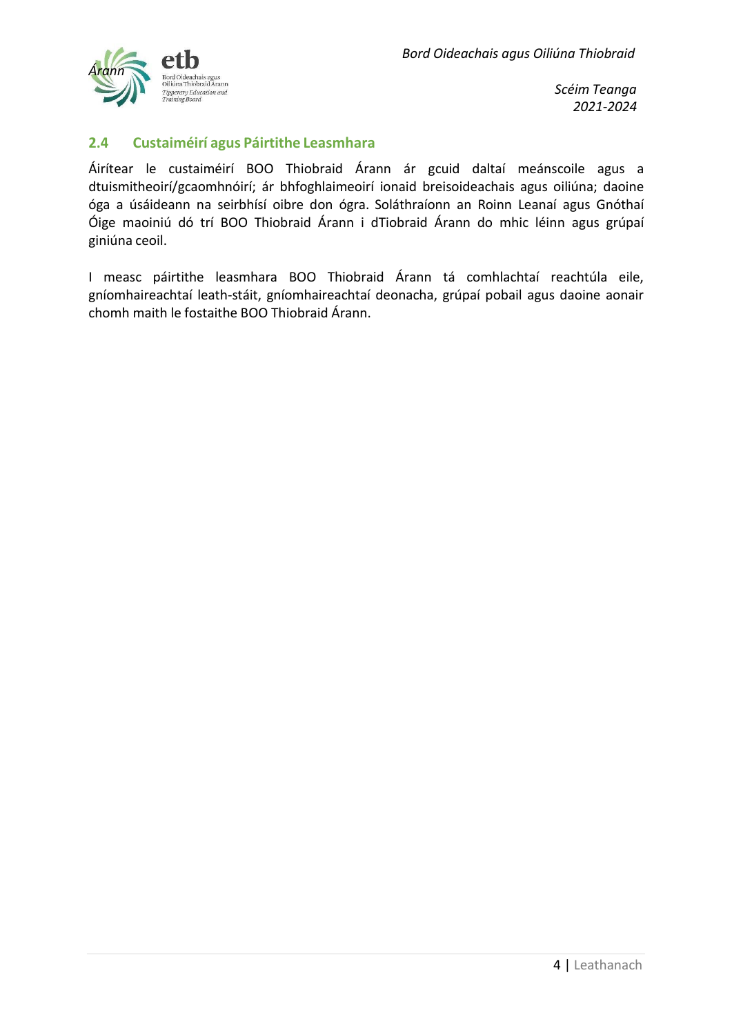### 2.4 Custaiméirí agus Páirtithe Leasmhara

Áirítear le custaiméirí BOO Thiobraid Árann ár gcuid daltaí meánscoile agus a dtuismitheoirí/gcaomhnóirí; ár bhfoghlaimeoirí ionaid breisoideachais agus oiliúna; daoine óga a úsáideann na seirbhísí oibre don ógra. Soláthraíonn an Roinn Leanaí agus Gnóthaí Óige maoiniú dó trí BOO Thiobraid Árann i dTiobraid Árann do mhic léinn agus grúpaí giniúna ceoil.

I measc páirtithe leasmhara BOO Thiobraid Árann tá comhlachtaí reachtúla eile, gníomhaireachtaí leath-stáit, gníomhaireachtaí deonacha, grúpaí pobail agus daoine aonair chomh maith le fostaithe BOO Thiobraid Árann.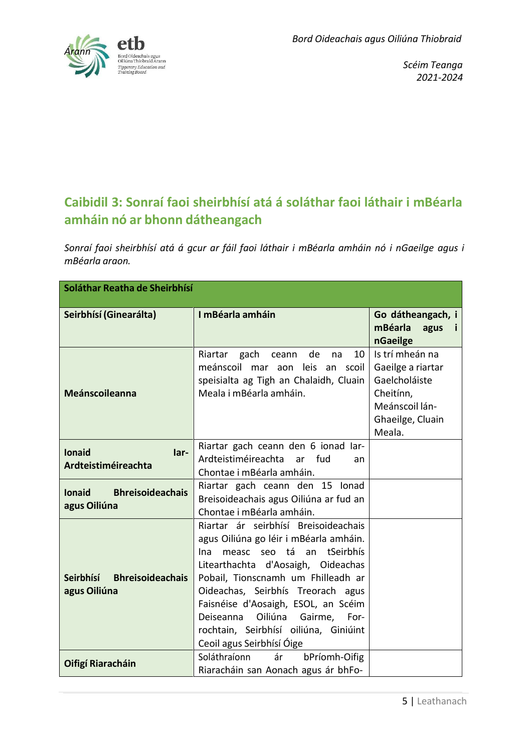## Caibidil 3: Sonraí faoi sheirbhísí atá á soláthar faoi láthair i mBéarla amháin nó ar bhonn dátheangach

*Sonraí faoi sheirbhísí atá á gcur ar fáil faoi láthair i mBéarla amháin nó i nGaeilge agus i mBéarla araon.*

| Soláthar Reatha de Sheirbhísí | | |
|---|---|---|
| **Seirbhísí (Ginearálta)** | **I mBéarla amháin** | **Go dátheangach, i mBéarla agus i nGaeilge** |
| **Meánscoileanna** | Riartar gach ceann de na 10 meánscoil mar aon leis an scoil speisialta ag Tigh an Chalaidh, Cluain Meala i mBéarla amháin. | Is trí mheán na Gaeilge a riartar Gaelcholáiste Cheitínn, Meánscoil lán-Ghaeilge, Cluain Meala. |
| **Ionaid Iar-Ardteistiméireachta** | Riartar gach ceann den 6 ionad Iar-Ardteistiméireachta ar fud an Chontae i mBéarla amháin. | |
| **Ionaid Bhreisoideachais agus Oiliúna** | Riartar gach ceann den 15 Ionad Breisoideachais agus Oiliúna ar fud an Chontae i mBéarla amháin. | |
| **Seirbhísí Bhreisoideachais agus Oiliúna** | Riartar ár seirbhísí Breisoideachais agus Oiliúna go léir i mBéarla amháin. Ina measc seo tá an tSeirbhís Litearthachta d'Aosaigh, Oideachas Pobail, Tionscnamh um Fhilleadh ar Oideachas, Seirbhís Treorach agus Faisnéise d'Aosaigh, ESOL, an Scéim Deiseanna Oiliúna Gairme, For-rochtain, Seirbhísí oiliúna, Giniúint Ceoil agus Seirbhísí Óige | |
| **Oifigí Riaracháin** | Soláthraíonn ár bPríomh-Oifig Riaracháin san Aonach agus ár bhFo- | |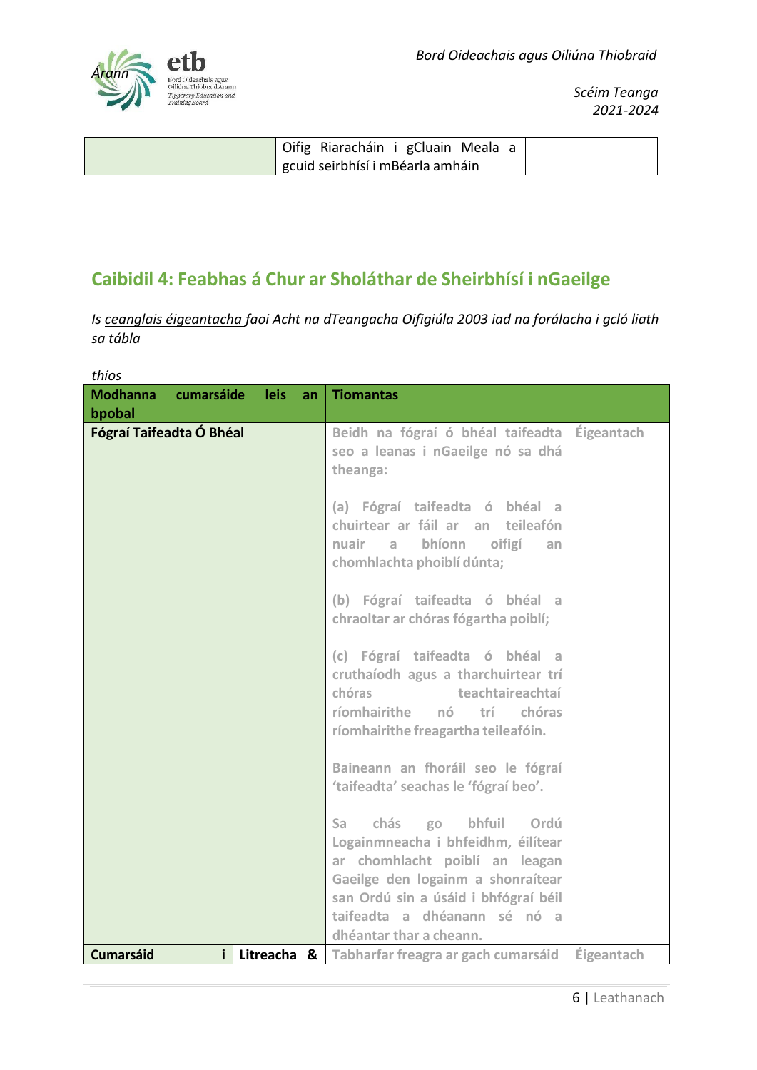|  | Oifig Riaracháin i gCluain Meala a gcuid seirbhísí i mBéarla amháin |  |
|---|---|---|

## Caibidil 4: Feabhas á Chur ar Sholáthar de Sheirbhísí i nGaeilge

*Is ceanglais éigeantacha faoi Acht na dTeangacha Oifigiúla 2003 iad na forálacha i gcló liath sa tábla*

*thíos*

| Modhanna cumarsáide leis an bpobal | Tiomantas |  |
|---|---|---|
| **Fógraí Taifeadta Ó Bhéal** | Beidh na fógraí ó bhéal taifeadta seo a leanas i nGaeilge nó sa dhá theanga:<br><br>(a) Fógraí taifeadta ó bhéal a chuirtear ar fáil ar an teileafón nuair a bhíonn oifigí an chomhlachta phoiblí dúnta;<br><br>(b) Fógraí taifeadta ó bhéal a chraoltar ar chóras fógartha poiblí;<br><br>(c) Fógraí taifeadta ó bhéal a cruthaíodh agus a tharchuirtear trí chóras teachtaireachtaí ríomhairithe nó trí chóras ríomhairithe freagartha teileafóin.<br><br>Baineann an fhoráil seo le fógraí 'taifeadta' seachas le 'fógraí beo'.<br><br>Sa chás go bhfuil Ordú Logainmneacha i bhfeidhm, éilítear ar chomhlacht poiblí an leagan Gaeilge den logainm a shonraítear san Ordú sin a úsáid i bhfógraí béil taifeadta a dhéanann sé nó a dhéantar thar a cheann. | Éigeantach |
| **Cumarsáid i Litreacha &** | Tabharfar freagra ar gach cumarsáid | Éigeantach |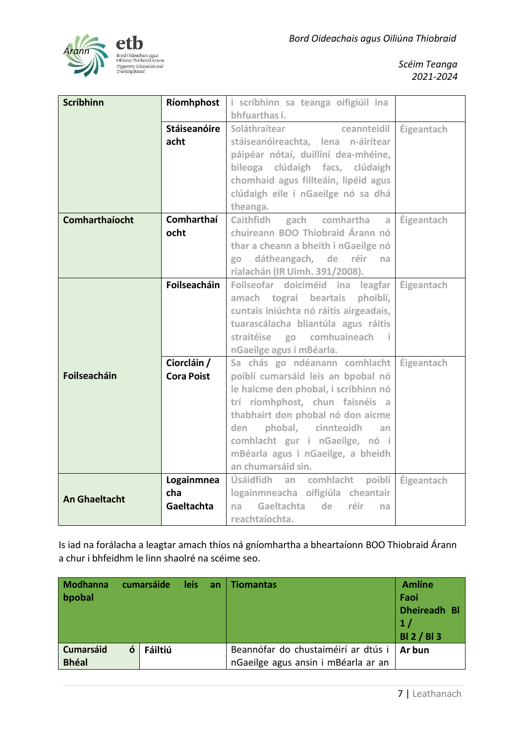| Scríbhinn | Ríomhphost | i scríbhinn sa teanga oifigiúil ina bhfuarthas í. | |
|---|---|---|---|
| | Stáiseanóireacht | Soláthraítear ceannteidil stáiseanóireachta, lena n-áirítear páipéar nótaí, duillíní dea-mhéine, bileoga clúdaigh facs, clúdaigh chomhaid agus fillteáin, lipéid agus clúdaigh eile i nGaeilge nó sa dhá theanga. | Éigeantach |
| Comharthaíocht | Comharthaíocht | Caithfidh gach comhartha a chuireann BOO Thiobraid Árann nó thar a cheann a bheith i nGaeilge nó go dátheangach, de réir na rialachán (IR Uimh. 391/2008). | Éigeantach |
| Foilseacháin | Foilseacháin | Foilseofar doiciméid ina leagfar amach tograí beartais phoiblí, cuntais iniúchta nó ráitis airgeadais, tuarascálacha bliantúla agus ráitis straitéise go comhuaineach i nGaeilge agus i mBéarla. | Éigeantach |
| | Ciorcláin / Cora Poist | Sa chás go ndéanann comhlacht poiblí cumarsáid leis an bpobal nó le haicme den phobal, i scríbhinn nó trí ríomhphost, chun faisnéis a thabhairt don phobal nó don aicme den phobal, cinnteoidh an comhlacht gur i nGaeilge, nó i mBéarla agus i nGaeilge, a bheidh an chumarsáid sin. | Éigeantach |
| An Ghaeltacht | Logainmneacha Gaeltachta | Úsáidfidh an comhlacht poiblí logainmneacha oifigiúla cheantair na Gaeltachta de réir na reachtaíochta. | Éigeantach |

Is iad na forálacha a leagtar amach thíos ná gníomhartha a bheartaíonn BOO Thiobraid Árann a chur i bhfeidhm le linn shaolré na scéime seo.

| Modhanna cumarsáide leis an bpobal | | Tiomantas | Amlíne Faoi Dheireadh Bl 1 / Bl 2 / Bl 3 |
|---|---|---|---|
| Cumarsáid ó Bhéal | Fáiltiú | Beannófar do chustaiméirí ar dtús i nGaeilge agus ansin i mBéarla ar an | Ar bun |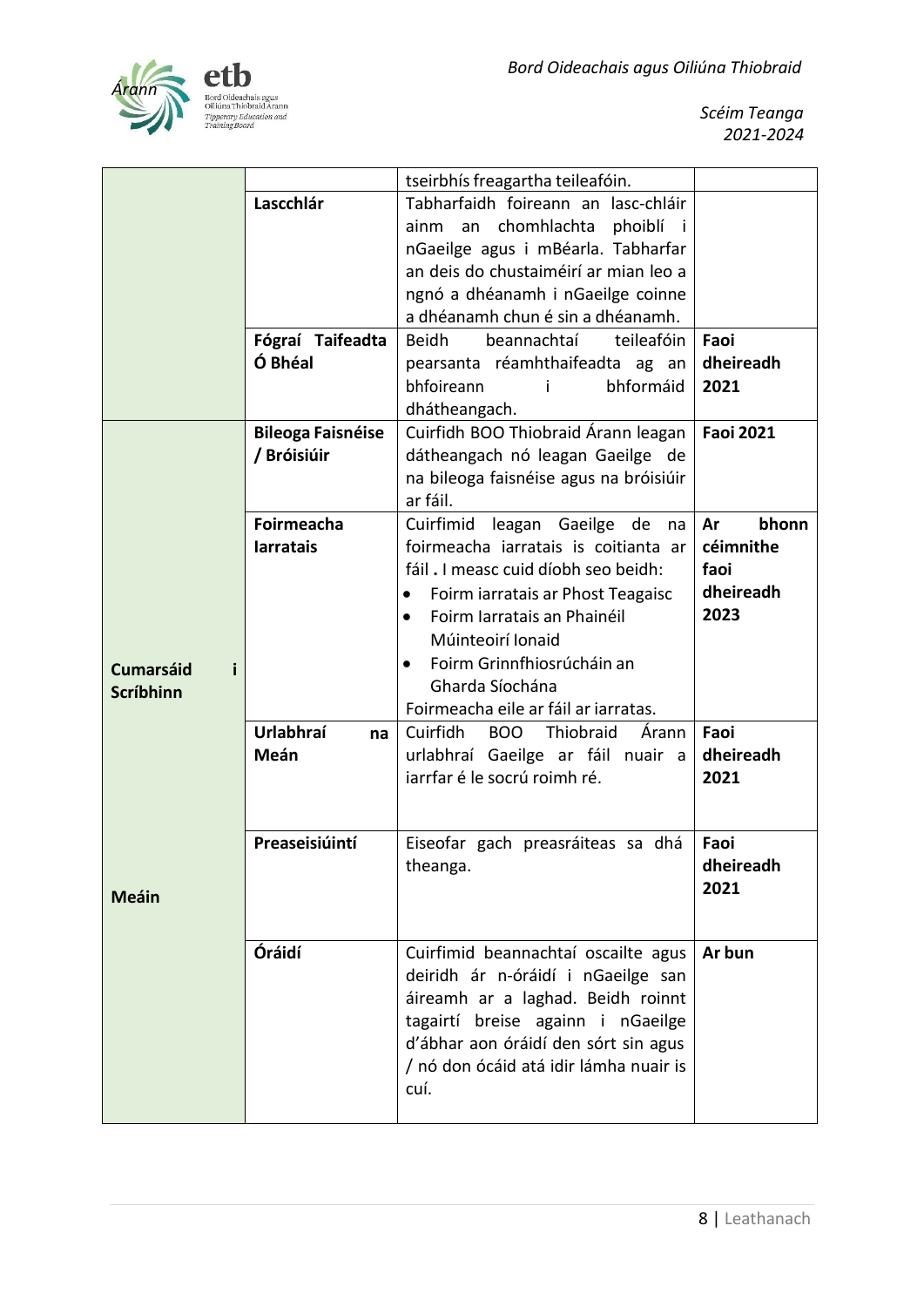|  |  |  |  |
|---|---|---|---|
|  |  | tseirbhís freagartha teileafóin. |  |
|  | **Lascchlár** | Tabharfaidh foireann an lasc-chláir ainm an chomhlachta phoiblí i nGaeilge agus i mBéarla. Tabharfar an deis do chustaiméirí ar mian leo a ngnó a dhéanamh i nGaeilge coinne a dhéanamh chun é sin a dhéanamh. |  |
|  | **Fógraí Taifeadta Ó Bhéal** | Beidh beannachtaí teileafóin pearsanta réamhthaifeadta ag an bhfoireann i bhformáid dhátheangach. | **Faoi dheireadh 2021** |
| **Cumarsáid i Scríbhinn** | **Bileoga Faisnéise / Bróisiúir** | Cuirfidh BOO Thiobraid Árann leagan dátheangach nó leagan Gaeilge de na bileoga faisnéise agus na bróisiúir ar fáil. | **Faoi 2021** |
|  | **Foirmeacha Iarratais** | Cuirfimid leagan Gaeilge de na foirmeacha iarratais is coitianta ar fáil . I measc cuid díobh seo beidh: <br>• Foirm iarratais ar Phost Teagaisc <br>• Foirm Iarratais an Phainéil Múinteoirí Ionaid <br>• Foirm Grinnfhiosrúcháin an Gharda Síochána <br>Foirmeacha eile ar fáil ar iarratas. | **Ar bhonn céimnithe faoi dheireadh 2023** |
| **Meáin** | **Urlabhraí na Meán** | Cuirfidh BOO Thiobraid Árann urlabhraí Gaeilge ar fáil nuair a iarrfar é le socrú roimh ré. | **Faoi dheireadh 2021** |
|  | **Preaseisiúintí** | Eiseofar gach preasráiteas sa dhá theanga. | **Faoi dheireadh 2021** |
|  | **Óráidí** | Cuirfimid beannachtaí oscailte agus deiridh ár n-óráidí i nGaeilge san áireamh ar a laghad. Beidh roinnt tagairtí breise againn i nGaeilge d'ábhar aon óráidí den sórt sin agus / nó don ócáid atá idir lámha nuair is cuí. | **Ar bun** |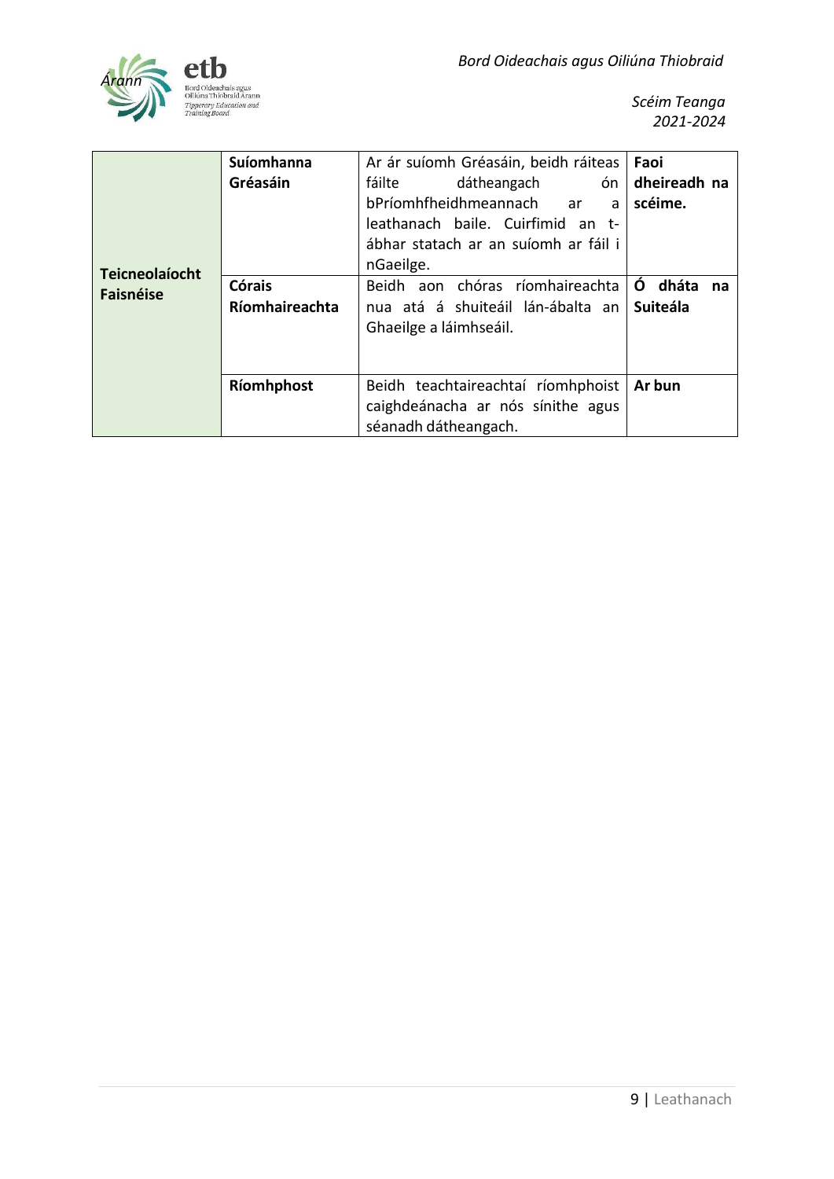| | | | |
|---|---|---|---|
| **Teicneolaíocht Faisnéise** | **Suíomhanna Gréasáin** | Ar ár suíomh Gréasáin, beidh ráiteas fáilte dátheangach ón bPríomhfheidhmeannach ar a leathanach baile. Cuirfimid an t-ábhar statach ar an suíomh ar fáil i nGaeilge. | **Faoi dheireadh na scéime.** |
| | **Córais Ríomhaireachta** | Beidh aon chóras ríomhaireachta nua atá á shuiteáil lán-ábalta an Ghaeilge a láimhseáil. | **Ó dháta na Suiteála** |
| | **Ríomhphost** | Beidh teachtaireachtaí ríomhphoist caighdeánacha ar nós sínithe agus séanadh dátheangach. | **Ar bun** |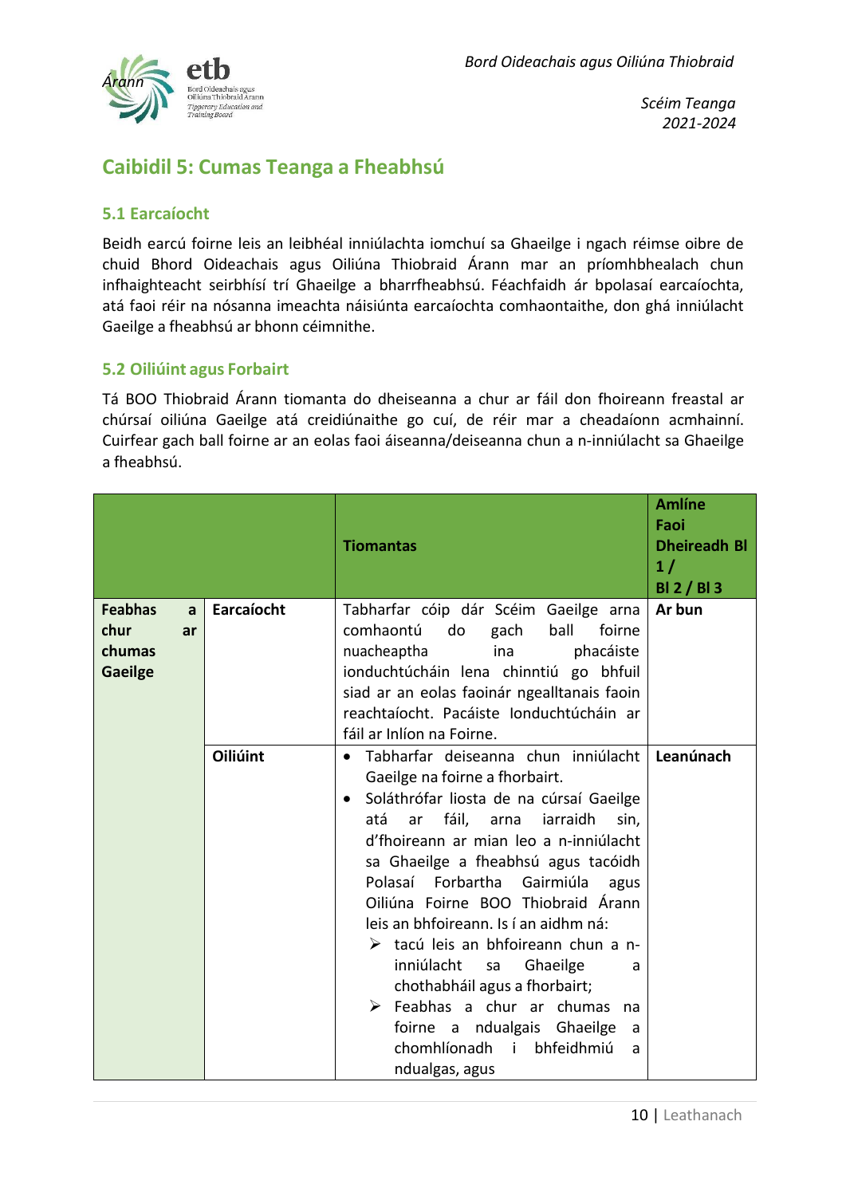## Caibidil 5: Cumas Teanga a Fheabhsú

### 5.1 Earcaíocht

Beidh earcú foirne leis an leibhéal inniúlachta iomchuí sa Ghaeilge i ngach réimse oibre de chuid Bhord Oideachais agus Oiliúna Thiobraid Árann mar an príomhbhealach chun infhaighteacht seirbhísí trí Ghaeilge a bharrfheabhsú. Féachfaidh ár bpolasaí earcaíochta, atá faoi réir na nósanna imeachta náisiúnta earcaíochta comhaontaithe, don ghá inniúlacht Gaeilge a fheabhsú ar bhonn céimnithe.

### 5.2 Oiliúint agus Forbairt

Tá BOO Thiobraid Árann tiomanta do dheiseanna a chur ar fáil don fhoireann freastal ar chúrsaí oiliúna Gaeilge atá creidiúnaithe go cuí, de réir mar a cheadaíonn acmhainní. Cuirfear gach ball foirne ar an eolas faoi áiseanna/deiseanna chun a n-inniúlacht sa Ghaeilge a fheabhsú.

| | | Tiomantas | Amlíne Faoi Dheireadh Bl 1 / Bl 2 / Bl 3 |
|---|---|---|---|
| **Feabhas a chur ar chumas Gaeilge** | **Earcaíocht** | Tabharfar cóip dár Scéim Gaeilge arna comhaontú do gach ball foirne nuacheaptha ina phacáiste ionduchtúcháin lena chinntiú go bhfuil siad ar an eolas faoinár ngealltanais faoin reachtaíocht. Pacáiste Ionduchtúcháin ar fáil ar Inlíon na Foirne. | **Ar bun** |
| | **Oiliúint** | • Tabharfar deiseanna chun inniúlacht Gaeilge na foirne a fhorbairt.<br>• Soláthrófar liosta de na cúrsaí Gaeilge atá ar fáil, arna iarraidh sin, d'fhoireann ar mian leo a n-inniúlacht sa Ghaeilge a fheabhsú agus tacóidh Polasaí Forbartha Gairmiúla agus Oiliúna Foirne BOO Thiobraid Árann leis an bhfoireann. Is í an aidhm ná:<br>➢ tacú leis an bhfoireann chun a n-inniúlacht sa Ghaeilge a chothabháil agus a fhorbairt;<br>➢ Feabhas a chur ar chumas na foirne a ndualgais Ghaeilge a chomhlíonadh i bhfeidhmiú a ndualgas, agus | **Leanúnach** |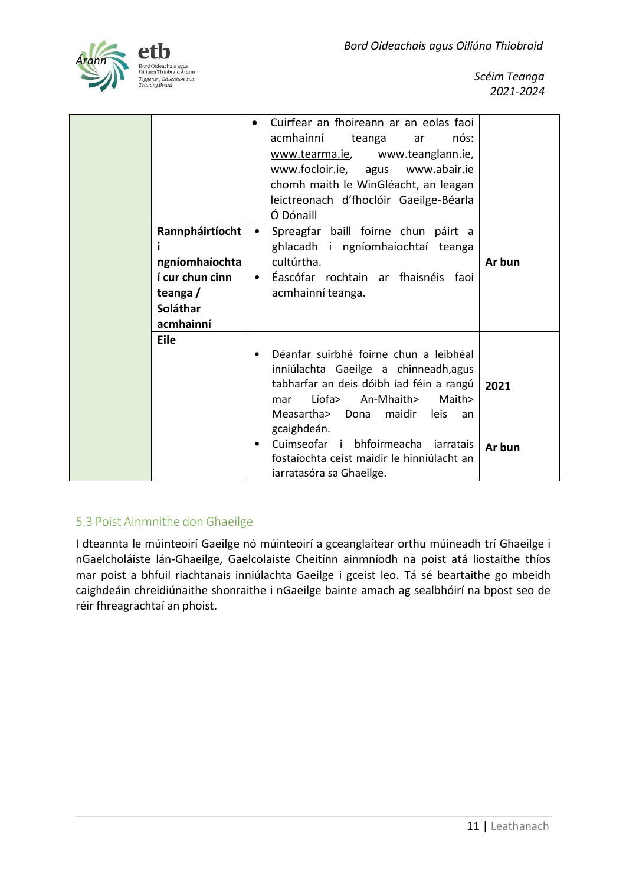| | | | |
|---|---|---|---|
| | | • Cuirfear an fhoireann ar an eolas faoi acmhainní teanga ar nós: www.tearma.ie, www.teanglann.ie, www.focloir.ie, agus www.abair.ie chomh maith le WinGléacht, an leagan leictreonach d'fhoclóir Gaeilge-Béarla Ó Dónaill | |
| | **Rannpháirtíocht i ngníomhaíochta í cur chun cinn teanga / Soláthar acmhainní** | • Spreagfar baill foirne chun páirt a ghlacadh i ngníomhaíochtaí teanga cultúrtha.<br>• Éascófar rochtain ar fhaisnéis faoi acmhainní teanga. | **Ar bun** |
| | **Eile** | • Déanfar suirbhé foirne chun a leibhéal inniúlachta Gaeilge a chinneadh,agus tabharfar an deis dóibh iad féin a rangú mar Líofa> An-Mhaith> Maith> Measartha> Dona maidir leis an gcaighdeán.<br>• Cuimseofar i bhfoirmeacha iarratais fostaíochta ceist maidir le hinniúlacht an iarratasóra sa Ghaeilge. | **2021**<br><br>**Ar bun** |

## 5.3 Poist Ainmnithe don Ghaeilge

I dteannta le múinteoirí Gaeilge nó múinteoirí a gceanglaítear orthu múineadh trí Ghaeilge i nGaelcholáiste lán-Ghaeilge, Gaelcolaiste Cheitínn ainmníodh na poist atá liostaithe thíos mar poist a bhfuil riachtanais inniúlachta Gaeilge i gceist leo. Tá sé beartaithe go mbeidh caighdeáin chreidiúnaithe shonraithe i nGaeilge bainte amach ag sealbhóirí na bpost seo de réir fhreagrachtaí an phoist.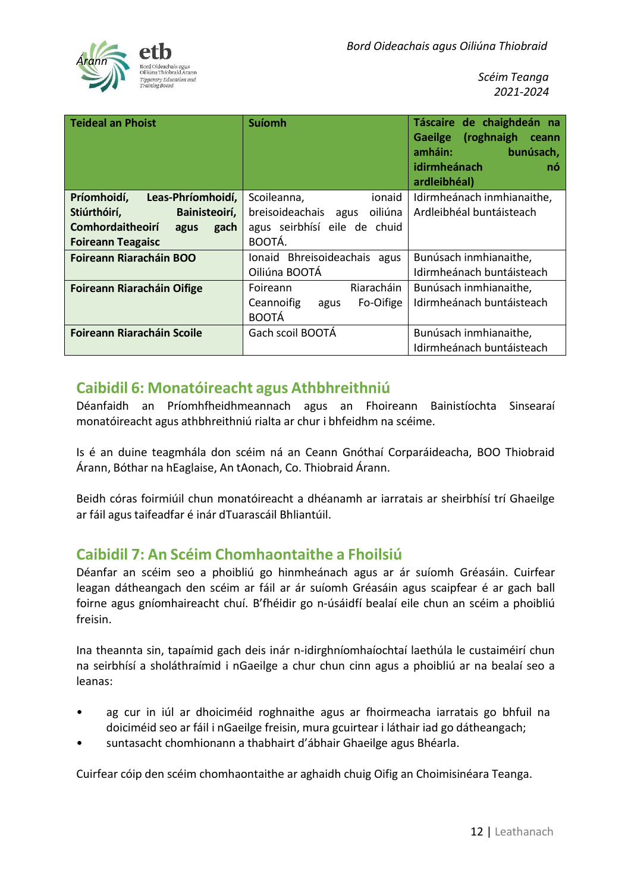| Teideal an Phoist | Suíomh | Táscaire de chaighdeán na Gaeilge (roghnaigh ceann amháin: bunúsach, idirmheánach nó ardleibhéal) |
|---|---|---|
| **Príomhoidí, Leas-Phríomhoidí, Stiúrthóirí, Bainisteoirí, Comhordaitheoirí agus gach Foireann Teagaisc** | Scoileanna, ionaid breisoideachais agus oiliúna agus seirbhísí eile de chuid BOOTÁ. | Idirmheánach inmhianaithe, Ardleibhéal buntáisteach |
| **Foireann Riaracháin BOO** | Ionaid Bhreisoideachais agus Oiliúna BOOTÁ | Bunúsach inmhianaithe, Idirmheánach buntáisteach |
| **Foireann Riaracháin Oifige** | Foireann Riaracháin Ceannoifig agus Fo-Oifige BOOTÁ | Bunúsach inmhianaithe, Idirmheánach buntáisteach |
| **Foireann Riaracháin Scoile** | Gach scoil BOOTÁ | Bunúsach inmhianaithe, Idirmheánach buntáisteach |

## Caibidil 6: Monatóireacht agus Athbhreithniú

Déanfaidh an Príomhfheidhmeannach agus an Fhoireann Bainistíochta Sinsearaí monatóireacht agus athbhreithniú rialta ar chur i bhfeidhm na scéime.

Is é an duine teagmhála don scéim ná an Ceann Gnóthaí Corparáideacha, BOO Thiobraid Árann, Bóthar na hEaglaise, An tAonach, Co. Thiobraid Árann.

Beidh córas foirmiúil chun monatóireacht a dhéanamh ar iarratais ar sheirbhísí trí Ghaeilge ar fáil agus taifeadfar é inár dTuarascáil Bhliantúil.

## Caibidil 7: An Scéim Chomhaontaithe a Fhoilsiú

Déanfar an scéim seo a phoibliú go hinmheánach agus ar ár suíomh Gréasáin. Cuirfear leagan dátheangach den scéim ar fáil ar ár suíomh Gréasáin agus scaipfear é ar gach ball foirne agus gníomhaireacht chuí. B'fhéidir go n-úsáidfí bealaí eile chun an scéim a phoibliú freisin.

Ina theannta sin, tapaímid gach deis inár n-idirghníomhaíochtaí laethúla le custaiméirí chun na seirbhísí a sholáthraímid i nGaeilge a chur chun cinn agus a phoibliú ar na bealaí seo a leanas:

- ag cur in iúl ar dhoiciméid roghnaithe agus ar fhoirmeacha iarratais go bhfuil na doiciméid seo ar fáil i nGaeilge freisin, mura gcuirtear i láthair iad go dátheangach;
- suntasacht chomhionann a thabhairt d'ábhair Ghaeilge agus Bhéarla.

Cuirfear cóip den scéim chomhaontaithe ar aghaidh chuig Oifig an Choimisinéara Teanga.